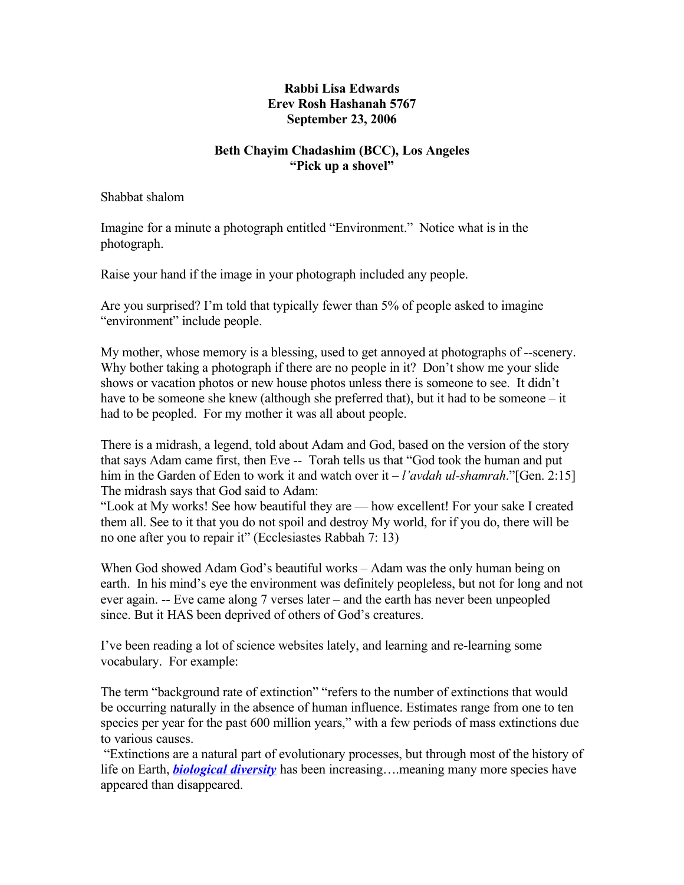**Rabbi Lisa Edwards**
**Erev Rosh Hashanah 5767**
**September 23, 2006**

**Beth Chayim Chadashim (BCC), Los Angeles**
**"Pick up a shovel"**

Shabbat shalom

Imagine for a minute a photograph entitled "Environment." Notice what is in the photograph.

Raise your hand if the image in your photograph included any people.

Are you surprised? I'm told that typically fewer than 5% of people asked to imagine "environment" include people.

My mother, whose memory is a blessing, used to get annoyed at photographs of --scenery. Why bother taking a photograph if there are no people in it? Don't show me your slide shows or vacation photos or new house photos unless there is someone to see. It didn't have to be someone she knew (although she preferred that), but it had to be someone – it had to be peopled. For my mother it was all about people.

There is a midrash, a legend, told about Adam and God, based on the version of the story that says Adam came first, then Eve -- Torah tells us that "God took the human and put him in the Garden of Eden to work it and watch over it – *l'avdah ul-shamrah*."[Gen. 2:15] The midrash says that God said to Adam:
"Look at My works! See how beautiful they are — how excellent! For your sake I created them all. See to it that you do not spoil and destroy My world, for if you do, there will be no one after you to repair it" (Ecclesiastes Rabbah 7: 13)

When God showed Adam God's beautiful works – Adam was the only human being on earth. In his mind's eye the environment was definitely peopleless, but not for long and not ever again. -- Eve came along 7 verses later – and the earth has never been unpeopled since. But it HAS been deprived of others of God's creatures.

I've been reading a lot of science websites lately, and learning and re-learning some vocabulary. For example:

The term "background rate of extinction" "refers to the number of extinctions that would be occurring naturally in the absence of human influence. Estimates range from one to ten species per year for the past 600 million years," with a few periods of mass extinctions due to various causes.
"Extinctions are a natural part of evolutionary processes, but through most of the history of life on Earth, ***biological diversity*** has been increasing….meaning many more species have appeared than disappeared.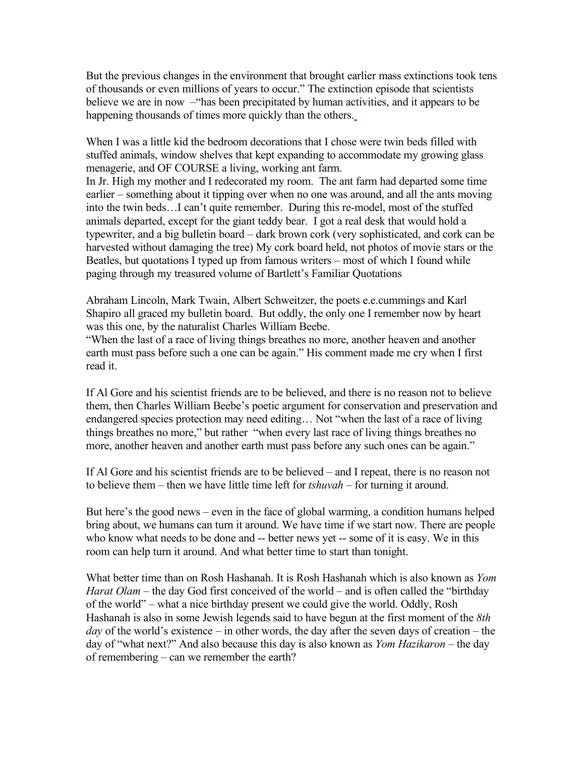But the previous changes in the environment that brought earlier mass extinctions took tens of thousands or even millions of years to occur." The extinction episode that scientists believe we are in now –"has been precipitated by human activities, and it appears to be happening thousands of times more quickly than the others.

When I was a little kid the bedroom decorations that I chose were twin beds filled with stuffed animals, window shelves that kept expanding to accommodate my growing glass menagerie, and OF COURSE a living, working ant farm.
In Jr. High my mother and I redecorated my room. The ant farm had departed some time earlier – something about it tipping over when no one was around, and all the ants moving into the twin beds…I can't quite remember. During this re-model, most of the stuffed animals departed, except for the giant teddy bear. I got a real desk that would hold a typewriter, and a big bulletin board – dark brown cork (very sophisticated, and cork can be harvested without damaging the tree) My cork board held, not photos of movie stars or the Beatles, but quotations I typed up from famous writers – most of which I found while paging through my treasured volume of Bartlett's Familiar Quotations

Abraham Lincoln, Mark Twain, Albert Schweitzer, the poets e.e.cummings and Karl Shapiro all graced my bulletin board. But oddly, the only one I remember now by heart was this one, by the naturalist Charles William Beebe.
"When the last of a race of living things breathes no more, another heaven and another earth must pass before such a one can be again." His comment made me cry when I first read it.

If Al Gore and his scientist friends are to be believed, and there is no reason not to believe them, then Charles William Beebe's poetic argument for conservation and preservation and endangered species protection may need editing… Not "when the last of a race of living things breathes no more," but rather "when every last race of living things breathes no more, another heaven and another earth must pass before any such ones can be again."

If Al Gore and his scientist friends are to be believed – and I repeat, there is no reason not to believe them – then we have little time left for *tshuvah* – for turning it around.

But here's the good news – even in the face of global warming, a condition humans helped bring about, we humans can turn it around. We have time if we start now. There are people who know what needs to be done and -- better news yet -- some of it is easy. We in this room can help turn it around. And what better time to start than tonight.

What better time than on Rosh Hashanah. It is Rosh Hashanah which is also known as *Yom Harat Olam* – the day God first conceived of the world – and is often called the "birthday of the world" – what a nice birthday present we could give the world. Oddly, Rosh Hashanah is also in some Jewish legends said to have begun at the first moment of the *8th day* of the world's existence – in other words, the day after the seven days of creation – the day of "what next?" And also because this day is also known as *Yom Hazikaron* – the day of remembering – can we remember the earth?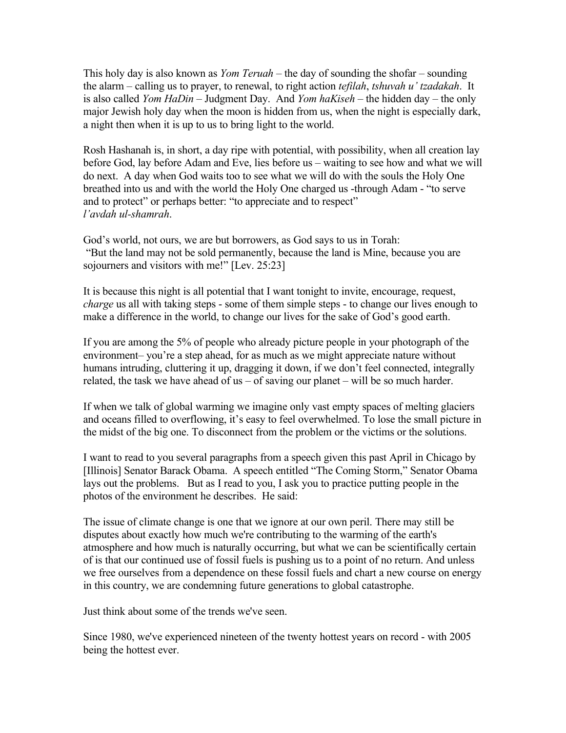This holy day is also known as *Yom Teruah* – the day of sounding the shofar – sounding the alarm – calling us to prayer, to renewal, to right action *tefilah*, *tshuvah u' tzadakah*. It is also called *Yom HaDin* – Judgment Day. And *Yom haKiseh* – the hidden day – the only major Jewish holy day when the moon is hidden from us, when the night is especially dark, a night then when it is up to us to bring light to the world.

Rosh Hashanah is, in short, a day ripe with potential, with possibility, when all creation lay before God, lay before Adam and Eve, lies before us – waiting to see how and what we will do next. A day when God waits too to see what we will do with the souls the Holy One breathed into us and with the world the Holy One charged us -through Adam - "to serve and to protect" or perhaps better: "to appreciate and to respect" *l'avdah ul-shamrah*.

God's world, not ours, we are but borrowers, as God says to us in Torah:
"But the land may not be sold permanently, because the land is Mine, because you are sojourners and visitors with me!" [Lev. 25:23]

It is because this night is all potential that I want tonight to invite, encourage, request, *charge* us all with taking steps - some of them simple steps - to change our lives enough to make a difference in the world, to change our lives for the sake of God's good earth.

If you are among the 5% of people who already picture people in your photograph of the environment– you're a step ahead, for as much as we might appreciate nature without humans intruding, cluttering it up, dragging it down, if we don't feel connected, integrally related, the task we have ahead of us – of saving our planet – will be so much harder.

If when we talk of global warming we imagine only vast empty spaces of melting glaciers and oceans filled to overflowing, it's easy to feel overwhelmed. To lose the small picture in the midst of the big one. To disconnect from the problem or the victims or the solutions.

I want to read to you several paragraphs from a speech given this past April in Chicago by [Illinois] Senator Barack Obama. A speech entitled "The Coming Storm," Senator Obama lays out the problems. But as I read to you, I ask you to practice putting people in the photos of the environment he describes. He said:

The issue of climate change is one that we ignore at our own peril. There may still be disputes about exactly how much we're contributing to the warming of the earth's atmosphere and how much is naturally occurring, but what we can be scientifically certain of is that our continued use of fossil fuels is pushing us to a point of no return. And unless we free ourselves from a dependence on these fossil fuels and chart a new course on energy in this country, we are condemning future generations to global catastrophe.

Just think about some of the trends we've seen.

Since 1980, we've experienced nineteen of the twenty hottest years on record - with 2005 being the hottest ever.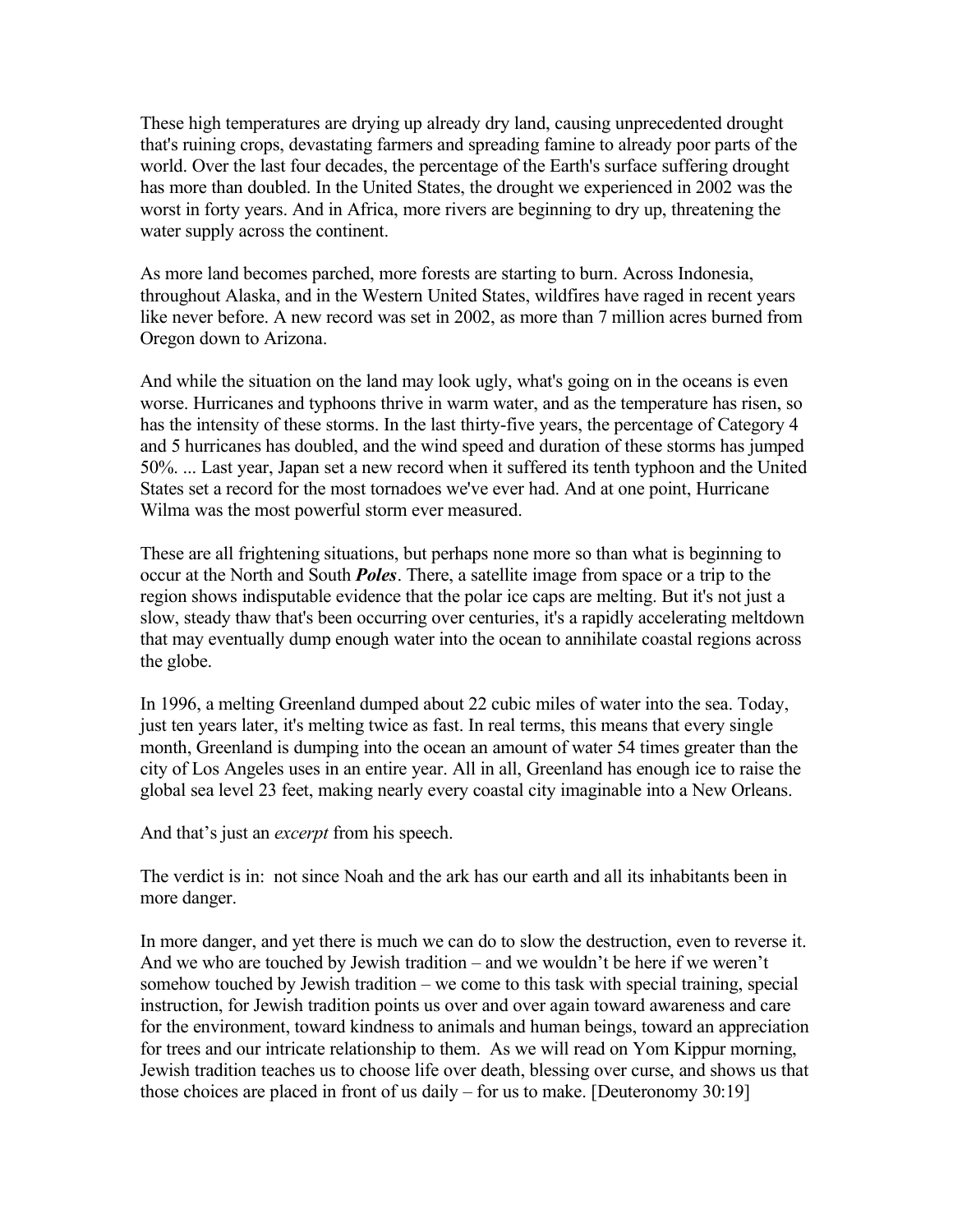These high temperatures are drying up already dry land, causing unprecedented drought that's ruining crops, devastating farmers and spreading famine to already poor parts of the world. Over the last four decades, the percentage of the Earth's surface suffering drought has more than doubled. In the United States, the drought we experienced in 2002 was the worst in forty years. And in Africa, more rivers are beginning to dry up, threatening the water supply across the continent.

As more land becomes parched, more forests are starting to burn. Across Indonesia, throughout Alaska, and in the Western United States, wildfires have raged in recent years like never before. A new record was set in 2002, as more than 7 million acres burned from Oregon down to Arizona.

And while the situation on the land may look ugly, what's going on in the oceans is even worse. Hurricanes and typhoons thrive in warm water, and as the temperature has risen, so has the intensity of these storms. In the last thirty-five years, the percentage of Category 4 and 5 hurricanes has doubled, and the wind speed and duration of these storms has jumped 50%. ... Last year, Japan set a new record when it suffered its tenth typhoon and the United States set a record for the most tornadoes we've ever had. And at one point, Hurricane Wilma was the most powerful storm ever measured.

These are all frightening situations, but perhaps none more so than what is beginning to occur at the North and South ***Poles***. There, a satellite image from space or a trip to the region shows indisputable evidence that the polar ice caps are melting. But it's not just a slow, steady thaw that's been occurring over centuries, it's a rapidly accelerating meltdown that may eventually dump enough water into the ocean to annihilate coastal regions across the globe.

In 1996, a melting Greenland dumped about 22 cubic miles of water into the sea. Today, just ten years later, it's melting twice as fast. In real terms, this means that every single month, Greenland is dumping into the ocean an amount of water 54 times greater than the city of Los Angeles uses in an entire year. All in all, Greenland has enough ice to raise the global sea level 23 feet, making nearly every coastal city imaginable into a New Orleans.

And that's just an *excerpt* from his speech.

The verdict is in: not since Noah and the ark has our earth and all its inhabitants been in more danger.

In more danger, and yet there is much we can do to slow the destruction, even to reverse it. And we who are touched by Jewish tradition – and we wouldn't be here if we weren't somehow touched by Jewish tradition – we come to this task with special training, special instruction, for Jewish tradition points us over and over again toward awareness and care for the environment, toward kindness to animals and human beings, toward an appreciation for trees and our intricate relationship to them. As we will read on Yom Kippur morning, Jewish tradition teaches us to choose life over death, blessing over curse, and shows us that those choices are placed in front of us daily – for us to make. [Deuteronomy 30:19]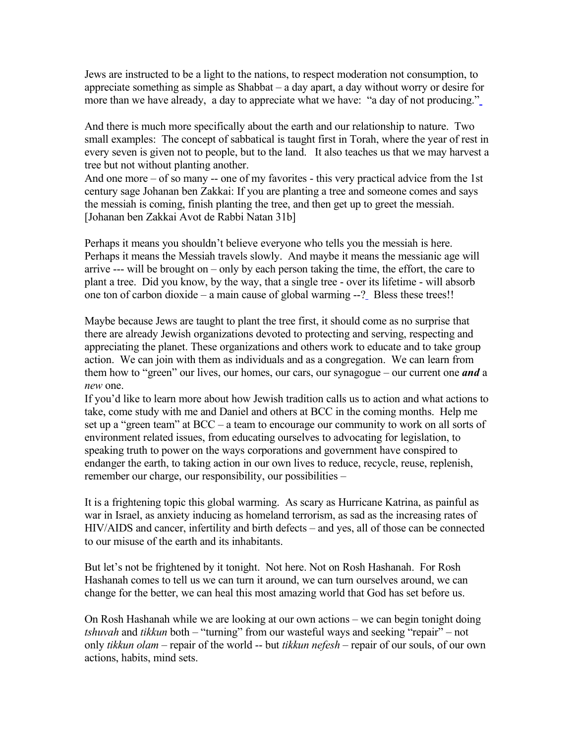Jews are instructed to be a light to the nations, to respect moderation not consumption, to appreciate something as simple as Shabbat – a day apart, a day without worry or desire for more than we have already, a day to appreciate what we have: "a day of not producing."

And there is much more specifically about the earth and our relationship to nature. Two small examples: The concept of sabbatical is taught first in Torah, where the year of rest in every seven is given not to people, but to the land. It also teaches us that we may harvest a tree but not without planting another.

And one more – of so many -- one of my favorites - this very practical advice from the 1st century sage Johanan ben Zakkai: If you are planting a tree and someone comes and says the messiah is coming, finish planting the tree, and then get up to greet the messiah. [Johanan ben Zakkai Avot de Rabbi Natan 31b]

Perhaps it means you shouldn't believe everyone who tells you the messiah is here. Perhaps it means the Messiah travels slowly. And maybe it means the messianic age will arrive --- will be brought on – only by each person taking the time, the effort, the care to plant a tree. Did you know, by the way, that a single tree - over its lifetime - will absorb one ton of carbon dioxide – a main cause of global warming --? Bless these trees!!

Maybe because Jews are taught to plant the tree first, it should come as no surprise that there are already Jewish organizations devoted to protecting and serving, respecting and appreciating the planet. These organizations and others work to educate and to take group action. We can join with them as individuals and as a congregation. We can learn from them how to "green" our lives, our homes, our cars, our synagogue – our current one ***and*** a *new* one.

If you'd like to learn more about how Jewish tradition calls us to action and what actions to take, come study with me and Daniel and others at BCC in the coming months. Help me set up a "green team" at BCC – a team to encourage our community to work on all sorts of environment related issues, from educating ourselves to advocating for legislation, to speaking truth to power on the ways corporations and government have conspired to endanger the earth, to taking action in our own lives to reduce, recycle, reuse, replenish, remember our charge, our responsibility, our possibilities –

It is a frightening topic this global warming. As scary as Hurricane Katrina, as painful as war in Israel, as anxiety inducing as homeland terrorism, as sad as the increasing rates of HIV/AIDS and cancer, infertility and birth defects – and yes, all of those can be connected to our misuse of the earth and its inhabitants.

But let's not be frightened by it tonight. Not here. Not on Rosh Hashanah. For Rosh Hashanah comes to tell us we can turn it around, we can turn ourselves around, we can change for the better, we can heal this most amazing world that God has set before us.

On Rosh Hashanah while we are looking at our own actions – we can begin tonight doing *tshuvah* and *tikkun* both – "turning" from our wasteful ways and seeking "repair" – not only *tikkun olam* – repair of the world -- but *tikkun nefesh* – repair of our souls, of our own actions, habits, mind sets.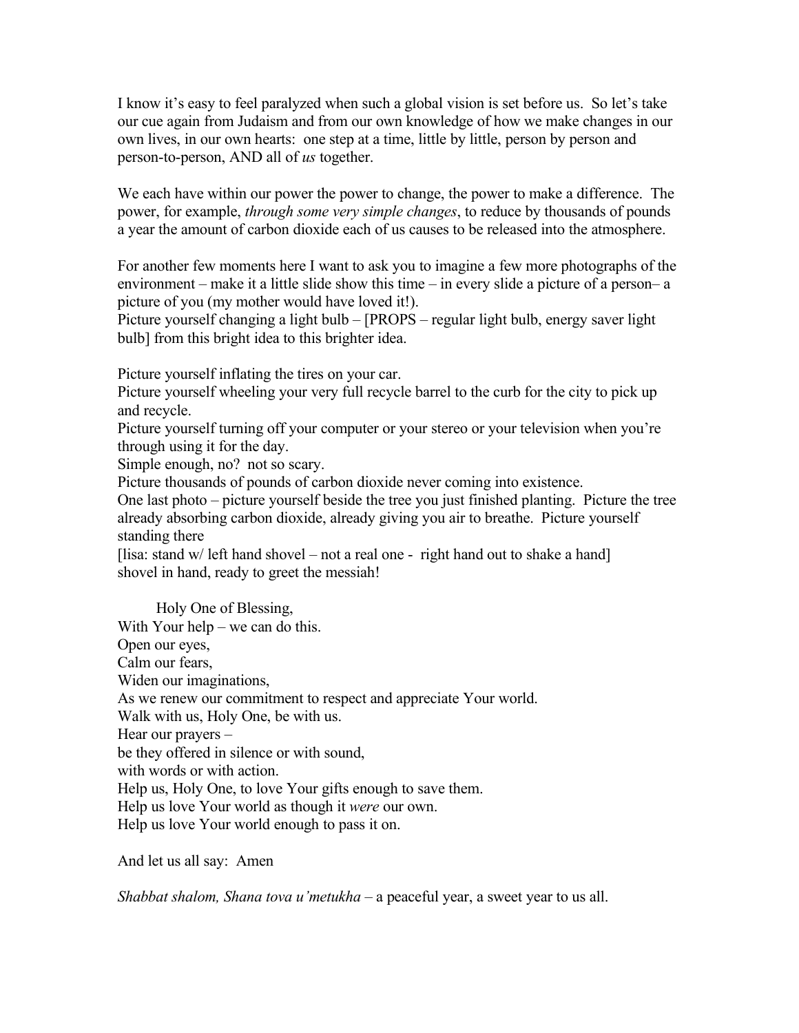I know it's easy to feel paralyzed when such a global vision is set before us. So let's take our cue again from Judaism and from our own knowledge of how we make changes in our own lives, in our own hearts: one step at a time, little by little, person by person and person-to-person, AND all of *us* together.

We each have within our power the power to change, the power to make a difference. The power, for example, *through some very simple changes*, to reduce by thousands of pounds a year the amount of carbon dioxide each of us causes to be released into the atmosphere.

For another few moments here I want to ask you to imagine a few more photographs of the environment – make it a little slide show this time – in every slide a picture of a person– a picture of you (my mother would have loved it!).
Picture yourself changing a light bulb – [PROPS – regular light bulb, energy saver light bulb] from this bright idea to this brighter idea.

Picture yourself inflating the tires on your car.
Picture yourself wheeling your very full recycle barrel to the curb for the city to pick up and recycle.
Picture yourself turning off your computer or your stereo or your television when you're through using it for the day.
Simple enough, no? not so scary.
Picture thousands of pounds of carbon dioxide never coming into existence.
One last photo – picture yourself beside the tree you just finished planting. Picture the tree already absorbing carbon dioxide, already giving you air to breathe. Picture yourself standing there
[lisa: stand w/ left hand shovel – not a real one - right hand out to shake a hand]
shovel in hand, ready to greet the messiah!

Holy One of Blessing,
With Your help – we can do this.
Open our eyes,
Calm our fears,
Widen our imaginations,
As we renew our commitment to respect and appreciate Your world.
Walk with us, Holy One, be with us.
Hear our prayers –
be they offered in silence or with sound,
with words or with action.
Help us, Holy One, to love Your gifts enough to save them.
Help us love Your world as though it *were* our own.
Help us love Your world enough to pass it on.

And let us all say: Amen

*Shabbat shalom, Shana tova u'metukha* – a peaceful year, a sweet year to us all.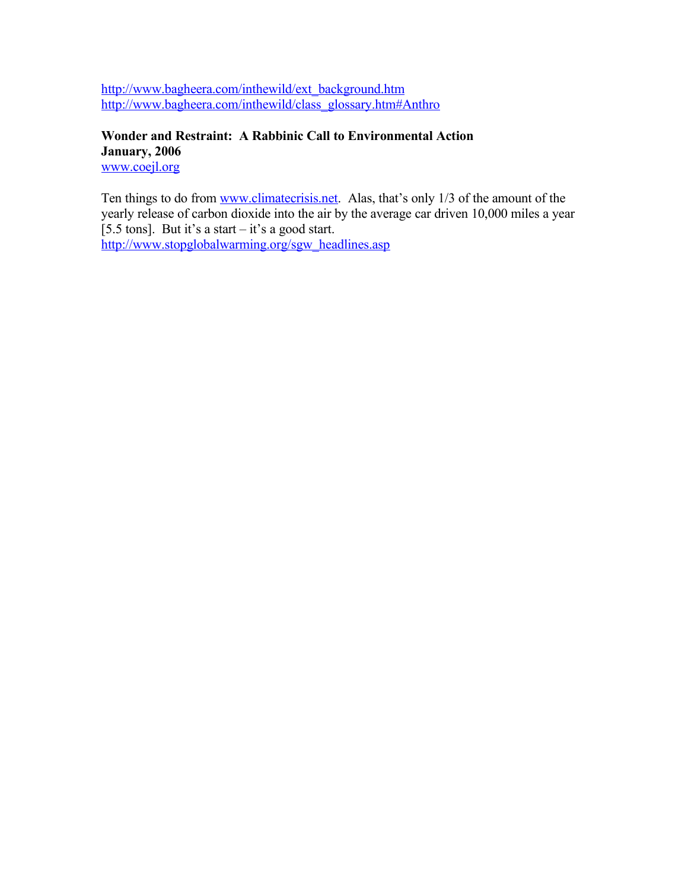http://www.bagheera.com/inthewild/ext_background.htm
http://www.bagheera.com/inthewild/class_glossary.htm#Anthro

**Wonder and Restraint: A Rabbinic Call to Environmental Action**
**January, 2006**
www.coejl.org

Ten things to do from www.climatecrisis.net. Alas, that's only 1/3 of the amount of the yearly release of carbon dioxide into the air by the average car driven 10,000 miles a year [5.5 tons]. But it's a start – it's a good start.
http://www.stopglobalwarming.org/sgw_headlines.asp